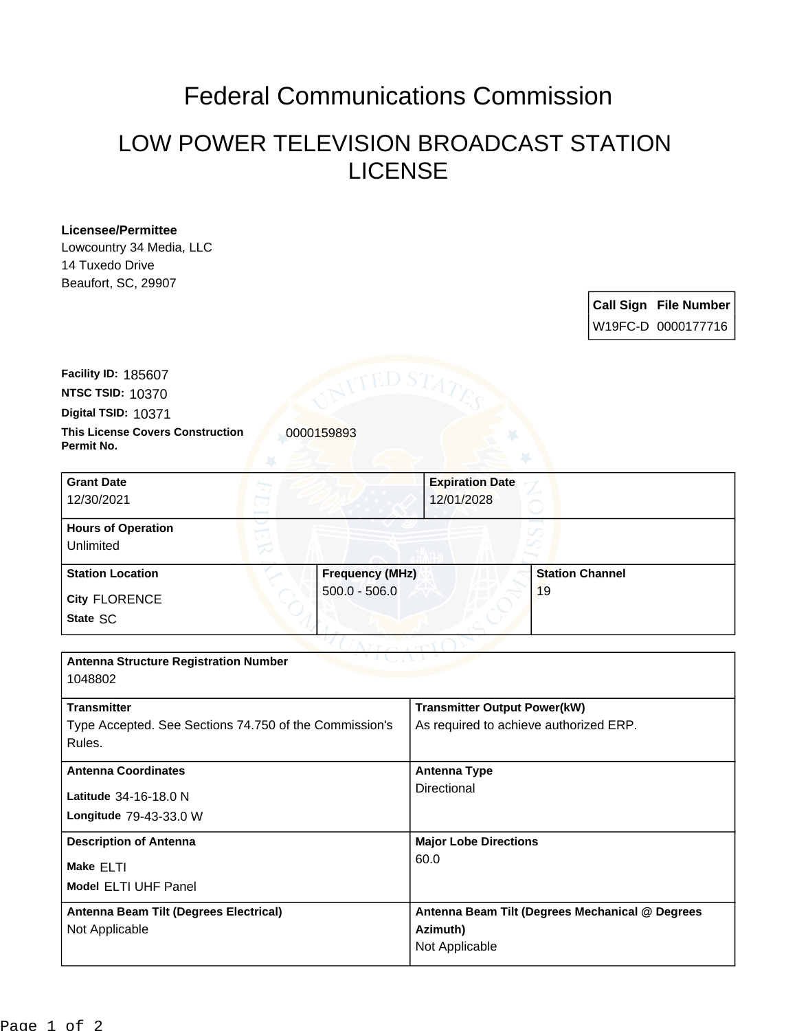# Federal Communications Commission

## LOW POWER TELEVISION BROADCAST STATION LICENSE

**Licensee/Permittee**
Lowcountry 34 Media, LLC
14 Tuxedo Drive
Beaufort, SC, 29907

| Call Sign | File Number |
|---|---|
| W19FC-D | 0000177716 |

**Facility ID:** 185607
**NTSC TSID:** 10370
**Digital TSID:** 10371
**This License Covers Construction Permit No.** 0000159893

| Grant Date | Expiration Date |
|---|---|
| 12/30/2021 | 12/01/2028 |

**Hours of Operation**
Unlimited

| Station Location | Frequency (MHz) | Station Channel |
|---|---|---|
| City FLORENCE<br>State SC | 500.0 - 506.0 | 19 |

**Antenna Structure Registration Number**
1048802

| Transmitter | Transmitter Output Power(kW) |
|---|---|
| Type Accepted. See Sections 74.750 of the Commission's Rules. | As required to achieve authorized ERP. |

| Antenna Coordinates | Antenna Type |
|---|---|
| Latitude 34-16-18.0 N<br>Longitude 79-43-33.0 W | Directional |

| Description of Antenna | Major Lobe Directions |
|---|---|
| Make ELTI<br>Model ELTI UHF Panel | 60.0 |

| Antenna Beam Tilt (Degrees Electrical) | Antenna Beam Tilt (Degrees Mechanical @ Degrees Azimuth) |
|---|---|
| Not Applicable | Not Applicable |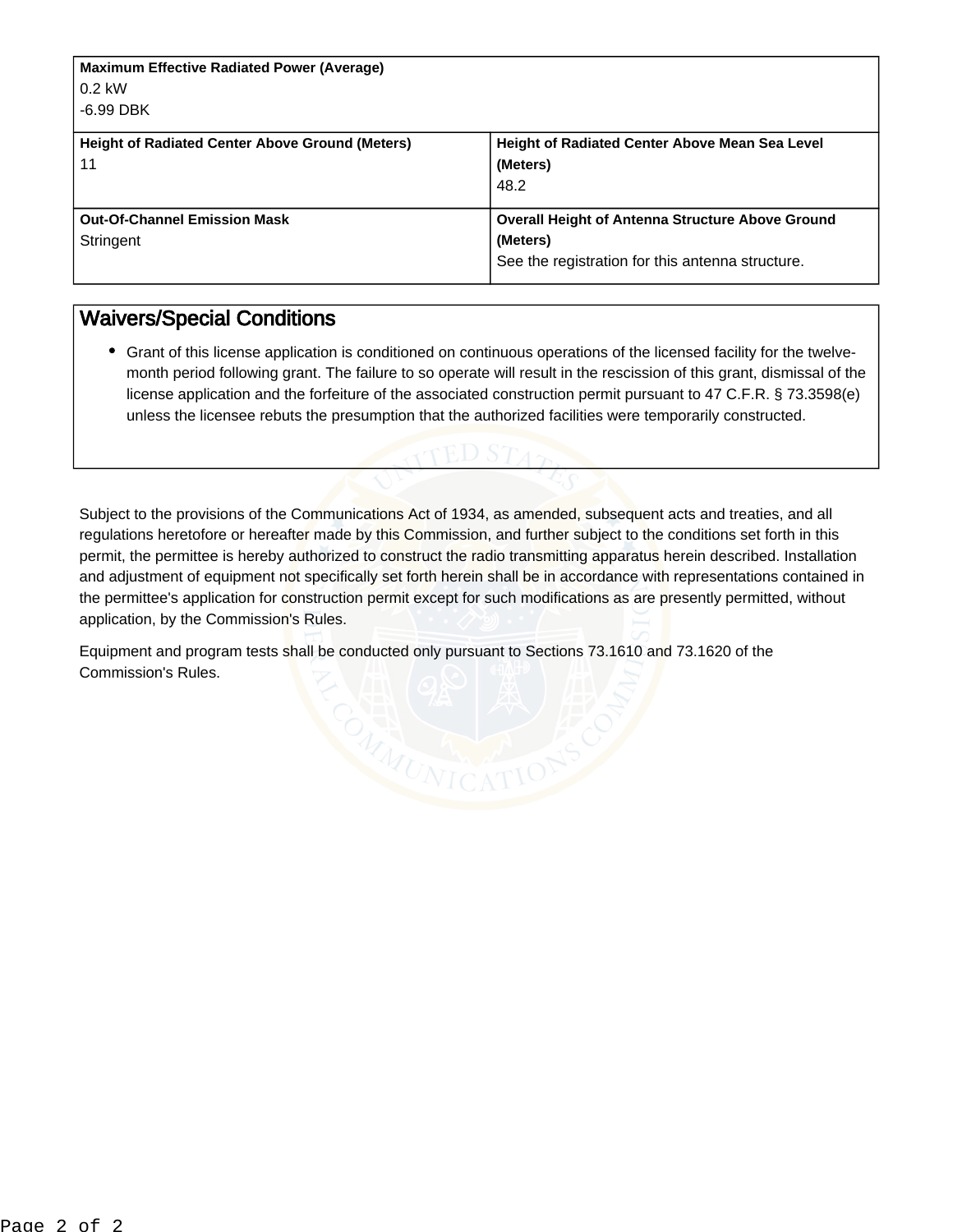| | |
|---|---|
| **Maximum Effective Radiated Power (Average)**<br>0.2 kW<br>-6.99 DBK | |
| **Height of Radiated Center Above Ground (Meters)**<br>11 | **Height of Radiated Center Above Mean Sea Level (Meters)**<br>48.2 |
| **Out-Of-Channel Emission Mask**<br>Stringent | **Overall Height of Antenna Structure Above Ground (Meters)**<br>See the registration for this antenna structure. |

## Waivers/Special Conditions

- Grant of this license application is conditioned on continuous operations of the licensed facility for the twelve-month period following grant. The failure to so operate will result in the rescission of this grant, dismissal of the license application and the forfeiture of the associated construction permit pursuant to 47 C.F.R. § 73.3598(e) unless the licensee rebuts the presumption that the authorized facilities were temporarily constructed.

Subject to the provisions of the Communications Act of 1934, as amended, subsequent acts and treaties, and all regulations heretofore or hereafter made by this Commission, and further subject to the conditions set forth in this permit, the permittee is hereby authorized to construct the radio transmitting apparatus herein described. Installation and adjustment of equipment not specifically set forth herein shall be in accordance with representations contained in the permittee's application for construction permit except for such modifications as are presently permitted, without application, by the Commission's Rules.

Equipment and program tests shall be conducted only pursuant to Sections 73.1610 and 73.1620 of the Commission's Rules.